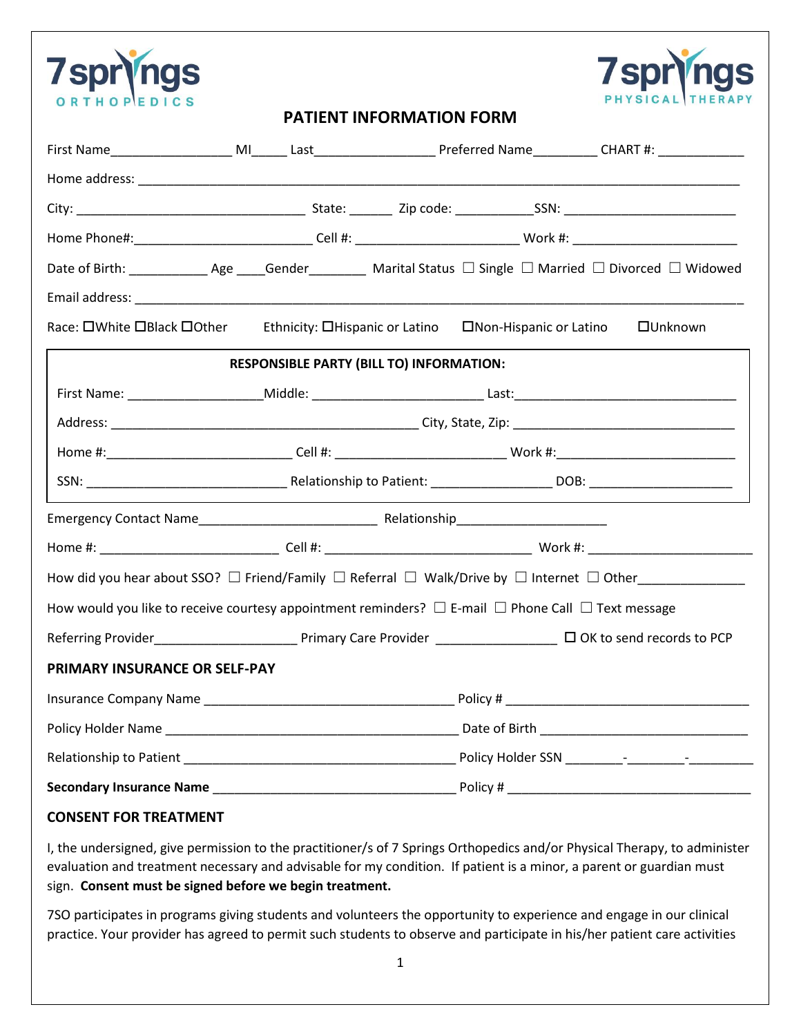7springs ORTHOPEDICS

7springs PHYSICAL THERAPY

# PATIENT INFORMATION FORM

First Name_________________ MI_____ Last_________________ Preferred Name_________ CHART #: ____________

Home address: ______________________________________________________________________________

City: _________________________________ State: ______ Zip code: ___________SSN: ________________________

Home Phone#:________________________ Cell #: ______________________ Work #: _______________________

Date of Birth: ___________ Age ____Gender________ Marital Status ☐ Single ☐ Married ☐ Divorced ☐ Widowed

Email address: _______________________________________________________________________________

Race: ☐White ☐Black ☐Other    Ethnicity: ☐Hispanic or Latino    ☐Non-Hispanic or Latino    ☐Unknown

**RESPONSIBLE PARTY (BILL TO) INFORMATION:**

First Name: __________________Middle: _______________________ Last:______________________________

Address: __________________________________________ City, State, Zip: ______________________________

Home #:_________________________ Cell #: _______________________ Work #:________________________

SSN: ____________________________ Relationship to Patient: ________________ DOB: ____________________

Emergency Contact Name_________________________ Relationship_____________________

Home #: ________________________ Cell #: ____________________________ Work #: _______________________

How did you hear about SSO? ☐ Friend/Family ☐ Referral ☐ Walk/Drive by ☐ Internet ☐ Other______________

How would you like to receive courtesy appointment reminders? ☐ E-mail ☐ Phone Call ☐ Text message

Referring Provider____________________ Primary Care Provider ________________ ☐ OK to send records to PCP

**PRIMARY INSURANCE OR SELF-PAY**

Insurance Company Name __________________________________ Policy # _________________________________

Policy Holder Name ________________________________________ Date of Birth ____________________________

Relationship to Patient _____________________________________ Policy Holder SSN ________-________-_________

**Secondary Insurance Name** _________________________________ Policy # __________________________________

**CONSENT FOR TREATMENT**

I, the undersigned, give permission to the practitioner/s of 7 Springs Orthopedics and/or Physical Therapy, to administer evaluation and treatment necessary and advisable for my condition. If patient is a minor, a parent or guardian must sign. **Consent must be signed before we begin treatment.**

7SO participates in programs giving students and volunteers the opportunity to experience and engage in our clinical practice. Your provider has agreed to permit such students to observe and participate in his/her patient care activities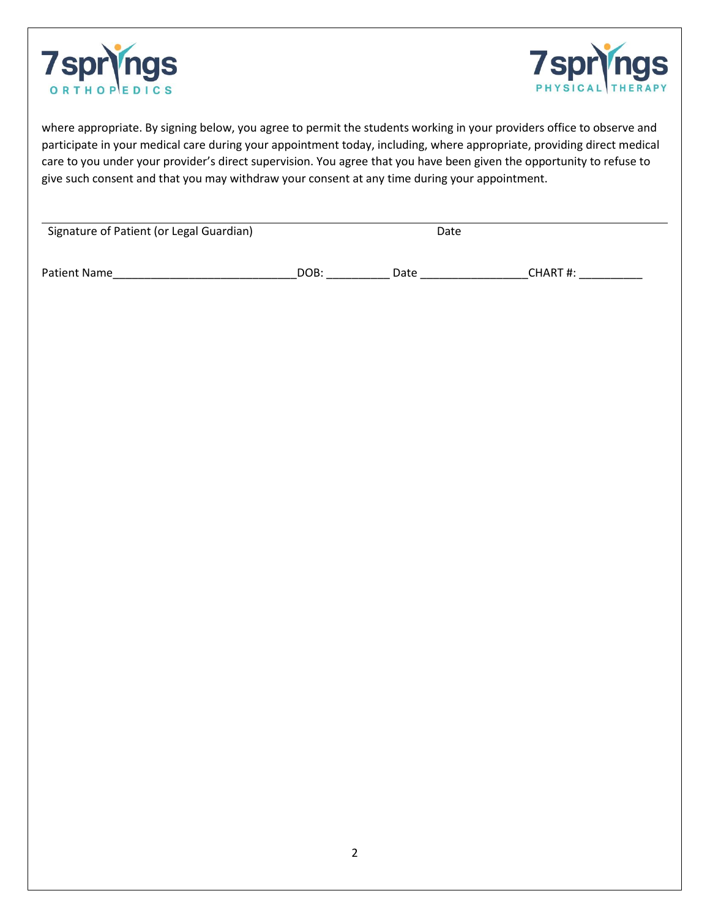where appropriate. By signing below, you agree to permit the students working in your providers office to observe and participate in your medical care during your appointment today, including, where appropriate, providing direct medical care to you under your provider's direct supervision. You agree that you have been given the opportunity to refuse to give such consent and that you may withdraw your consent at any time during your appointment.

_______________________________________________________________________________

Signature of Patient (or Legal Guardian) Date

Patient Name____________________________DOB: __________ Date ________________CHART #: __________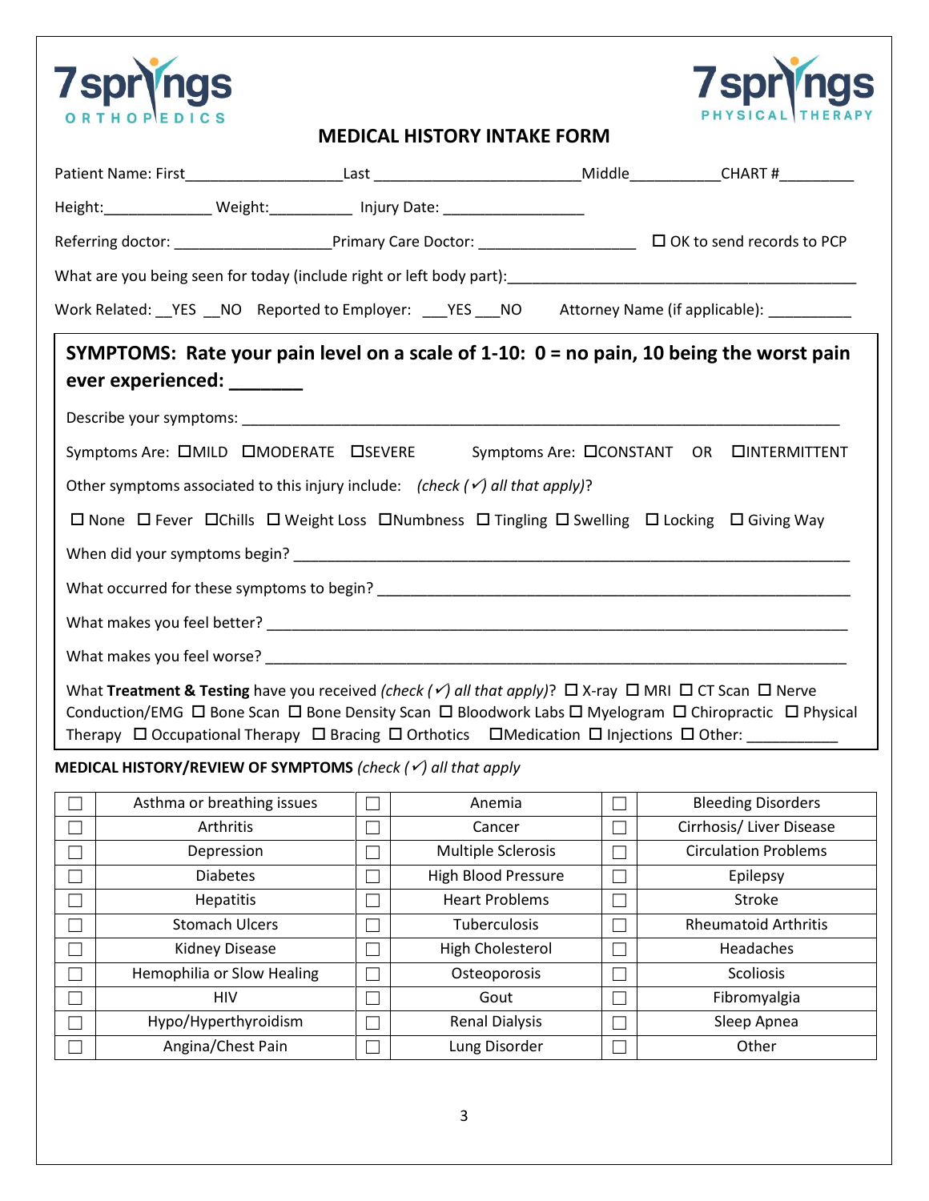7springs ORTHOPEDICS

7springs PHYSICAL THERAPY

# MEDICAL HISTORY INTAKE FORM

Patient Name: First__________________Last ________________________Middle__________CHART #_________

Height:_____________ Weight:__________ Injury Date: _________________

Referring doctor: ___________________Primary Care Doctor: ___________________ ☐ OK to send records to PCP

What are you being seen for today (include right or left body part):__________________________________________

Work Related: __YES __NO Reported to Employer: ___YES ___NO Attorney Name (if applicable): __________

## SYMPTOMS: Rate your pain level on a scale of 1-10: 0 = no pain, 10 being the worst pain ever experienced: _______

Describe your symptoms: ________________________________________________________________________

Symptoms Are: ☐MILD ☐MODERATE ☐SEVERE Symptoms Are: ☐CONSTANT OR ☐INTERMITTENT

Other symptoms associated to this injury include: *(check (✓) all that apply)*?

☐ None ☐ Fever ☐Chills ☐ Weight Loss ☐Numbness ☐ Tingling ☐ Swelling ☐ Locking ☐ Giving Way

When did your symptoms begin? ___________________________________________________________________

What occurred for these symptoms to begin? _________________________________________________________

What makes you feel better? _____________________________________________________________________

What makes you feel worse? _____________________________________________________________________

What **Treatment & Testing** have you received *(check (✓) all that apply)*? ☐ X-ray ☐ MRI ☐ CT Scan ☐ Nerve Conduction/EMG ☐ Bone Scan ☐ Bone Density Scan ☐ Bloodwork Labs ☐ Myelogram ☐ Chiropractic ☐ Physical Therapy ☐ Occupational Therapy ☐ Bracing ☐ Orthotics ☐Medication ☐ Injections ☐ Other: ___________

**MEDICAL HISTORY/REVIEW OF SYMPTOMS** *(check (✓) all that apply*

| | | | | | |
|---|---|---|---|---|---|
| ☐ | Asthma or breathing issues | ☐ | Anemia | ☐ | Bleeding Disorders |
| ☐ | Arthritis | ☐ | Cancer | ☐ | Cirrhosis/ Liver Disease |
| ☐ | Depression | ☐ | Multiple Sclerosis | ☐ | Circulation Problems |
| ☐ | Diabetes | ☐ | High Blood Pressure | ☐ | Epilepsy |
| ☐ | Hepatitis | ☐ | Heart Problems | ☐ | Stroke |
| ☐ | Stomach Ulcers | ☐ | Tuberculosis | ☐ | Rheumatoid Arthritis |
| ☐ | Kidney Disease | ☐ | High Cholesterol | ☐ | Headaches |
| ☐ | Hemophilia or Slow Healing | ☐ | Osteoporosis | ☐ | Scoliosis |
| ☐ | HIV | ☐ | Gout | ☐ | Fibromyalgia |
| ☐ | Hypo/Hyperthyroidism | ☐ | Renal Dialysis | ☐ | Sleep Apnea |
| ☐ | Angina/Chest Pain | ☐ | Lung Disorder | ☐ | Other |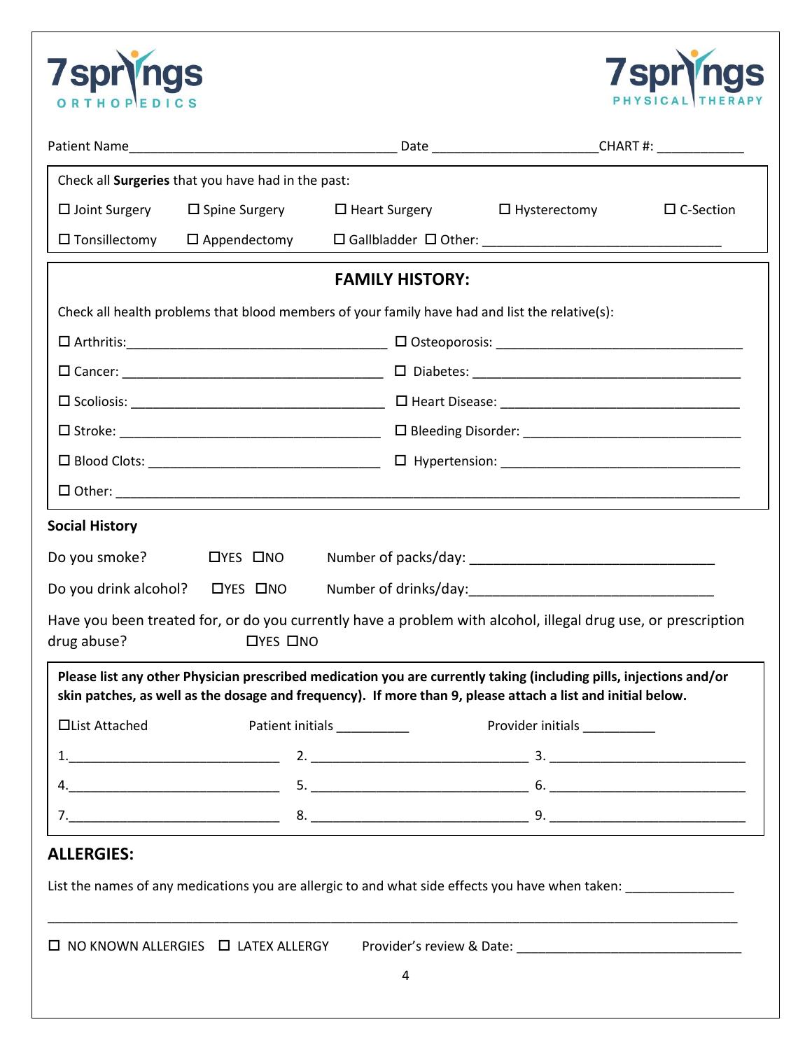7 springs ORTHOPEDICS

7 springs PHYSICAL THERAPY

Patient Name_____________________________________ Date ______________________CHART #: ____________

Check all **Surgeries** that you have had in the past:

☐ Joint Surgery ☐ Spine Surgery ☐ Heart Surgery ☐ Hysterectomy ☐ C-Section

☐ Tonsillectomy ☐ Appendectomy ☐ Gallbladder ☐ Other: _________________________________

## FAMILY HISTORY:

Check all health problems that blood members of your family have had and list the relative(s):

☐ Arthritis:____________________________________ ☐ Osteoporosis: __________________________________

☐ Cancer: ____________________________________ ☐ Diabetes: _____________________________________

☐ Scoliosis: ___________________________________ ☐ Heart Disease: _________________________________

☐ Stroke: ____________________________________ ☐ Bleeding Disorder: ______________________________

☐ Blood Clots: ________________________________ ☐ Hypertension: __________________________________

☐ Other: _____________________________________________________________________________________

### Social History

Do you smoke? ☐YES ☐NO Number of packs/day: _________________________________

Do you drink alcohol? ☐YES ☐NO Number of drinks/day:________________________________

Have you been treated for, or do you currently have a problem with alcohol, illegal drug use, or prescription drug abuse? ☐YES ☐NO

**Please list any other Physician prescribed medication you are currently taking (including pills, injections and/or skin patches, as well as the dosage and frequency). If more than 9, please attach a list and initial below.**

☐List Attached Patient initials __________ Provider initials __________

1._____________________________ 2. ______________________________ 3. ___________________________

4._____________________________ 5. ______________________________ 6. ___________________________

7._____________________________ 8. ______________________________ 9. ___________________________

## ALLERGIES:

List the names of any medications you are allergic to and what side effects you have when taken: _______________

_______________________________________________________________________________________________

☐ NO KNOWN ALLERGIES ☐ LATEX ALLERGY Provider's review & Date: _______________________________